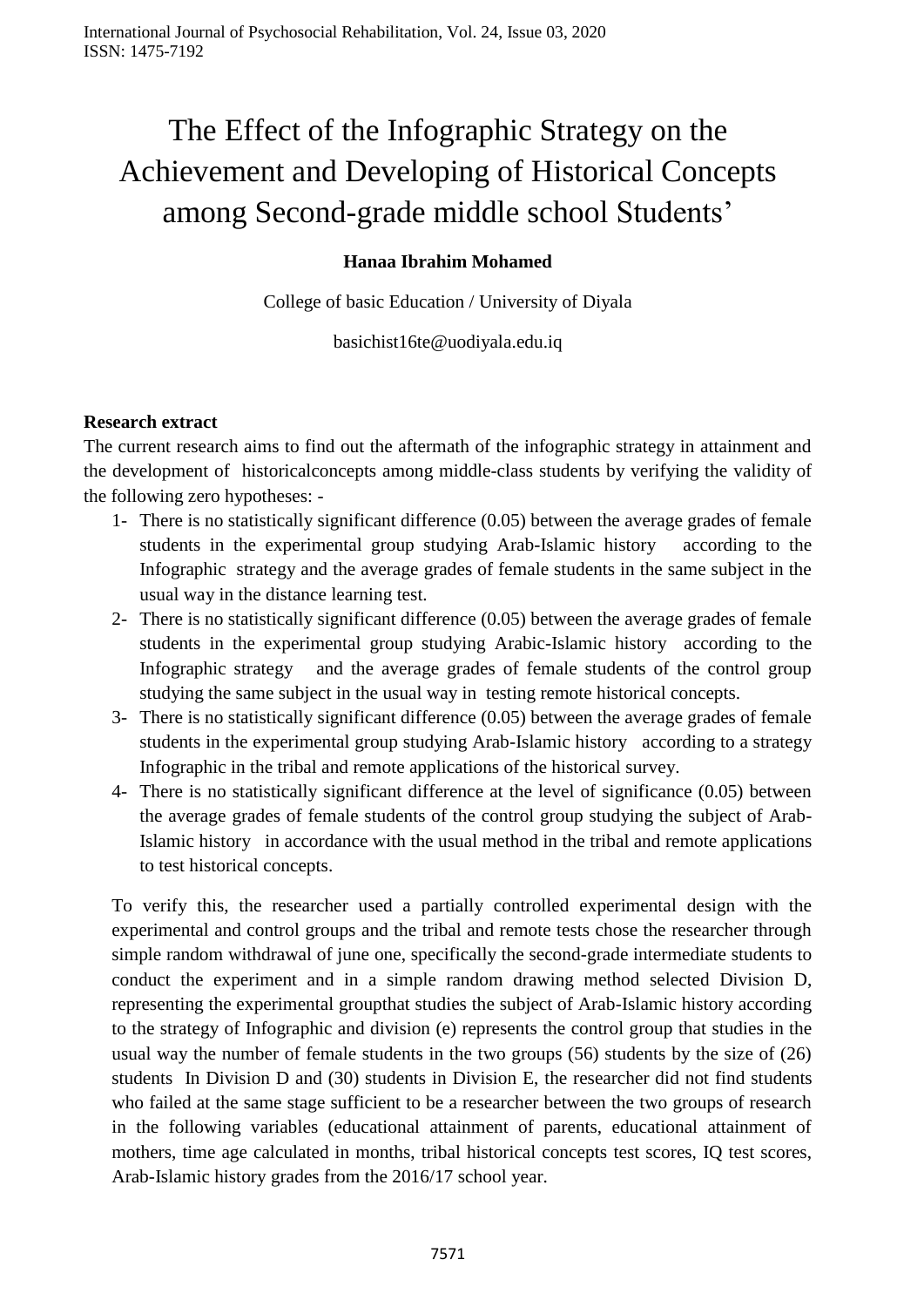# The Effect of the Infographic Strategy on the Achievement and Developing of Historical Concepts among Second-grade middle school Students'

**Hanaa Ibrahim Mohamed**

College of basic Education / University of Diyala

basichist16te@uodiyala.edu.iq

**Research extract**

The current research aims to find out the aftermath of the infographic strategy in attainment and the development of historicalconcepts among middle-class students by verifying the validity of the following zero hypotheses: -

1- There is no statistically significant difference (0.05) between the average grades of female students in the experimental group studying Arab-Islamic history according to the Infographic strategy and the average grades of female students in the same subject in the usual way in the distance learning test.
2- There is no statistically significant difference (0.05) between the average grades of female students in the experimental group studying Arabic-Islamic history according to the Infographic strategy and the average grades of female students of the control group studying the same subject in the usual way in testing remote historical concepts.
3- There is no statistically significant difference (0.05) between the average grades of female students in the experimental group studying Arab-Islamic history according to a strategy Infographic in the tribal and remote applications of the historical survey.
4- There is no statistically significant difference at the level of significance (0.05) between the average grades of female students of the control group studying the subject of Arab-Islamic history in accordance with the usual method in the tribal and remote applications to test historical concepts.

To verify this, the researcher used a partially controlled experimental design with the experimental and control groups and the tribal and remote tests chose the researcher through simple random withdrawal of june one, specifically the second-grade intermediate students to conduct the experiment and in a simple random drawing method selected Division D, representing the experimental groupthat studies the subject of Arab-Islamic history according to the strategy of Infographic and division (e) represents the control group that studies in the usual way the number of female students in the two groups (56) students by the size of (26) students In Division D and (30) students in Division E, the researcher did not find students who failed at the same stage sufficient to be a researcher between the two groups of research in the following variables (educational attainment of parents, educational attainment of mothers, time age calculated in months, tribal historical concepts test scores, IQ test scores, Arab-Islamic history grades from the 2016/17 school year.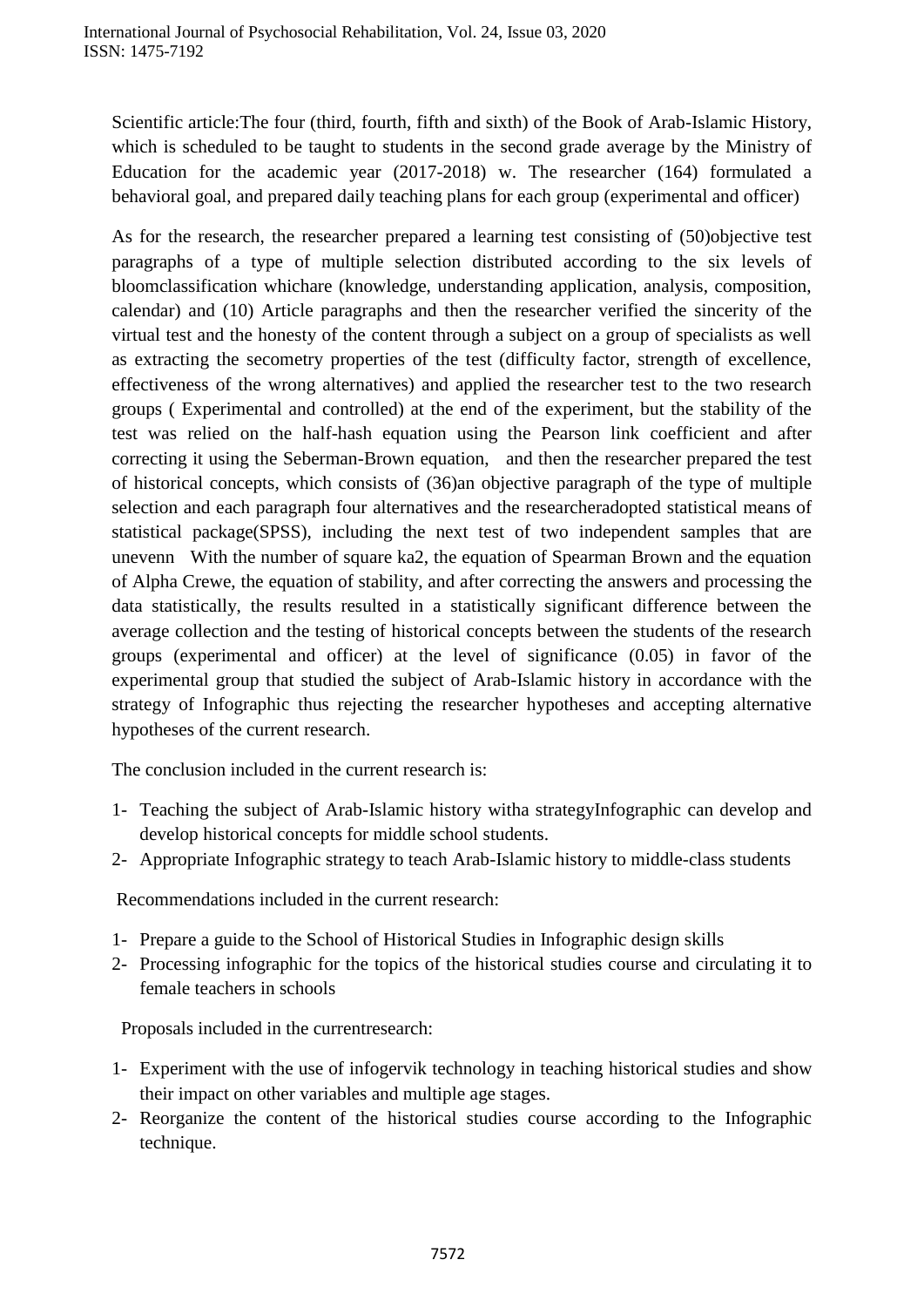Scientific article:The four (third, fourth, fifth and sixth) of the Book of Arab-Islamic History, which is scheduled to be taught to students in the second grade average by the Ministry of Education for the academic year (2017-2018) w. The researcher (164) formulated a behavioral goal, and prepared daily teaching plans for each group (experimental and officer)

As for the research, the researcher prepared a learning test consisting of (50)objective test paragraphs of a type of multiple selection distributed according to the six levels of bloomclassification whichare (knowledge, understanding application, analysis, composition, calendar) and (10) Article paragraphs and then the researcher verified the sincerity of the virtual test and the honesty of the content through a subject on a group of specialists as well as extracting the secometry properties of the test (difficulty factor, strength of excellence, effectiveness of the wrong alternatives) and applied the researcher test to the two research groups ( Experimental and controlled) at the end of the experiment, but the stability of the test was relied on the half-hash equation using the Pearson link coefficient and after correcting it using the Seberman-Brown equation, and then the researcher prepared the test of historical concepts, which consists of (36)an objective paragraph of the type of multiple selection and each paragraph four alternatives and the researcheradopted statistical means of statistical package(SPSS), including the next test of two independent samples that are unevenn With the number of square ka2, the equation of Spearman Brown and the equation of Alpha Crewe, the equation of stability, and after correcting the answers and processing the data statistically, the results resulted in a statistically significant difference between the average collection and the testing of historical concepts between the students of the research groups (experimental and officer) at the level of significance (0.05) in favor of the experimental group that studied the subject of Arab-Islamic history in accordance with the strategy of Infographic thus rejecting the researcher hypotheses and accepting alternative hypotheses of the current research.

The conclusion included in the current research is:

1- Teaching the subject of Arab-Islamic history witha strategyInfographic can develop and develop historical concepts for middle school students.
2- Appropriate Infographic strategy to teach Arab-Islamic history to middle-class students

Recommendations included in the current research:

1- Prepare a guide to the School of Historical Studies in Infographic design skills
2- Processing infographic for the topics of the historical studies course and circulating it to female teachers in schools

Proposals included in the currentresearch:

1- Experiment with the use of infogervik technology in teaching historical studies and show their impact on other variables and multiple age stages.
2- Reorganize the content of the historical studies course according to the Infographic technique.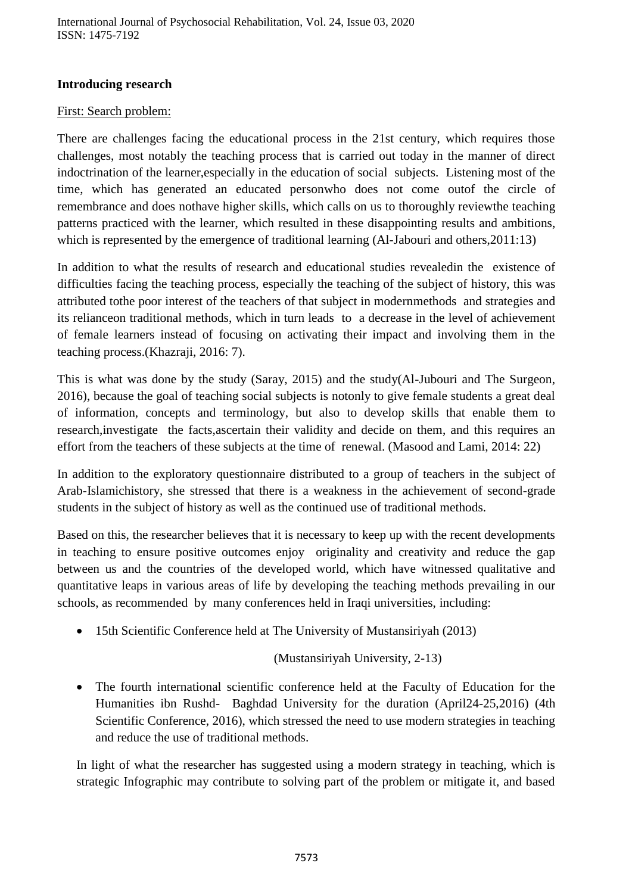**Introducing research**

First: Search problem:

There are challenges facing the educational process in the 21st century, which requires those challenges, most notably the teaching process that is carried out today in the manner of direct indoctrination of the learner,especially in the education of social subjects. Listening most of the time, which has generated an educated personwho does not come outof the circle of remembrance and does nothave higher skills, which calls on us to thoroughly reviewthe teaching patterns practiced with the learner, which resulted in these disappointing results and ambitions, which is represented by the emergence of traditional learning (Al-Jabouri and others,2011:13)

In addition to what the results of research and educational studies revealedin the existence of difficulties facing the teaching process, especially the teaching of the subject of history, this was attributed tothe poor interest of the teachers of that subject in modernmethods and strategies and its relianceon traditional methods, which in turn leads to a decrease in the level of achievement of female learners instead of focusing on activating their impact and involving them in the teaching process.(Khazraji, 2016: 7).

This is what was done by the study (Saray, 2015) and the study(Al-Jubouri and The Surgeon, 2016), because the goal of teaching social subjects is notonly to give female students a great deal of information, concepts and terminology, but also to develop skills that enable them to research,investigate the facts,ascertain their validity and decide on them, and this requires an effort from the teachers of these subjects at the time of renewal. (Masood and Lami, 2014: 22)

In addition to the exploratory questionnaire distributed to a group of teachers in the subject of Arab-Islamichistory, she stressed that there is a weakness in the achievement of second-grade students in the subject of history as well as the continued use of traditional methods.

Based on this, the researcher believes that it is necessary to keep up with the recent developments in teaching to ensure positive outcomes enjoy originality and creativity and reduce the gap between us and the countries of the developed world, which have witnessed qualitative and quantitative leaps in various areas of life by developing the teaching methods prevailing in our schools, as recommended by many conferences held in Iraqi universities, including:

- 15th Scientific Conference held at The University of Mustansiriyah (2013)

  (Mustansiriyah University, 2-13)

- The fourth international scientific conference held at the Faculty of Education for the Humanities ibn Rushd- Baghdad University for the duration (April24-25,2016) (4th Scientific Conference, 2016), which stressed the need to use modern strategies in teaching and reduce the use of traditional methods.

In light of what the researcher has suggested using a modern strategy in teaching, which is strategic Infographic may contribute to solving part of the problem or mitigate it, and based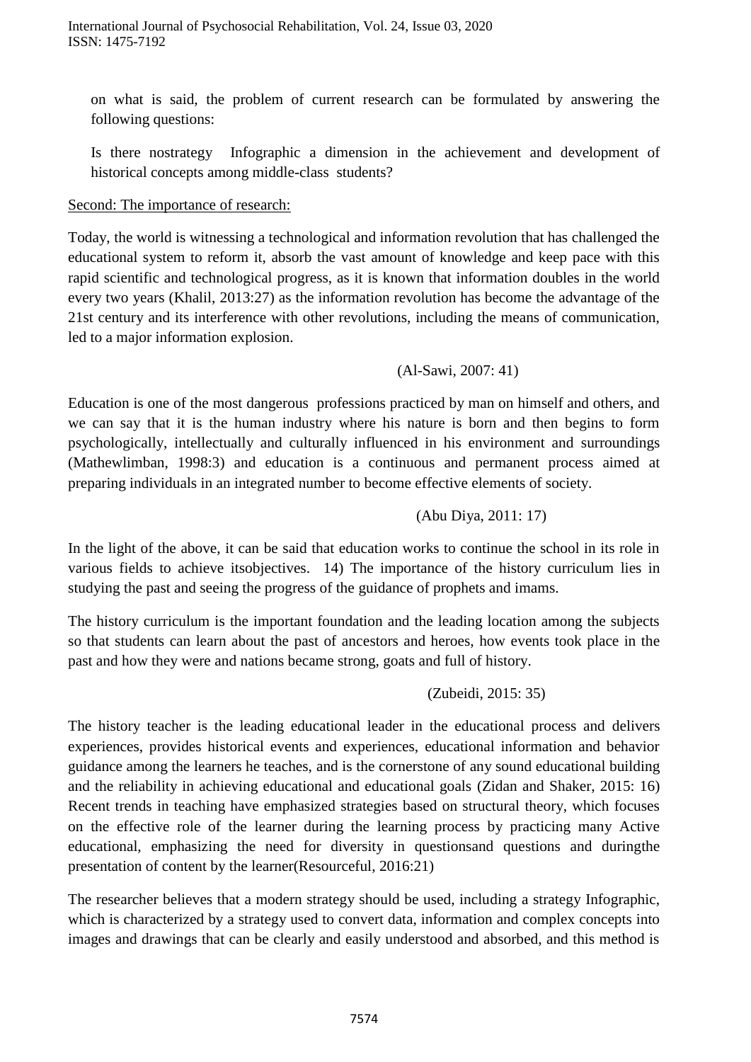on what is said, the problem of current research can be formulated by answering the following questions:

Is there nostrategy Infographic a dimension in the achievement and development of historical concepts among middle-class students?

Second: The importance of research:

Today, the world is witnessing a technological and information revolution that has challenged the educational system to reform it, absorb the vast amount of knowledge and keep pace with this rapid scientific and technological progress, as it is known that information doubles in the world every two years (Khalil, 2013:27) as the information revolution has become the advantage of the 21st century and its interference with other revolutions, including the means of communication, led to a major information explosion.

(Al-Sawi, 2007: 41)

Education is one of the most dangerous professions practiced by man on himself and others, and we can say that it is the human industry where his nature is born and then begins to form psychologically, intellectually and culturally influenced in his environment and surroundings (Mathewlimban, 1998:3) and education is a continuous and permanent process aimed at preparing individuals in an integrated number to become effective elements of society.

(Abu Diya, 2011: 17)

In the light of the above, it can be said that education works to continue the school in its role in various fields to achieve itsobjectives. 14) The importance of the history curriculum lies in studying the past and seeing the progress of the guidance of prophets and imams.

The history curriculum is the important foundation and the leading location among the subjects so that students can learn about the past of ancestors and heroes, how events took place in the past and how they were and nations became strong, goats and full of history.

(Zubeidi, 2015: 35)

The history teacher is the leading educational leader in the educational process and delivers experiences, provides historical events and experiences, educational information and behavior guidance among the learners he teaches, and is the cornerstone of any sound educational building and the reliability in achieving educational and educational goals (Zidan and Shaker, 2015: 16) Recent trends in teaching have emphasized strategies based on structural theory, which focuses on the effective role of the learner during the learning process by practicing many Active educational, emphasizing the need for diversity in questionsand questions and duringthe presentation of content by the learner(Resourceful, 2016:21)

The researcher believes that a modern strategy should be used, including a strategy Infographic, which is characterized by a strategy used to convert data, information and complex concepts into images and drawings that can be clearly and easily understood and absorbed, and this method is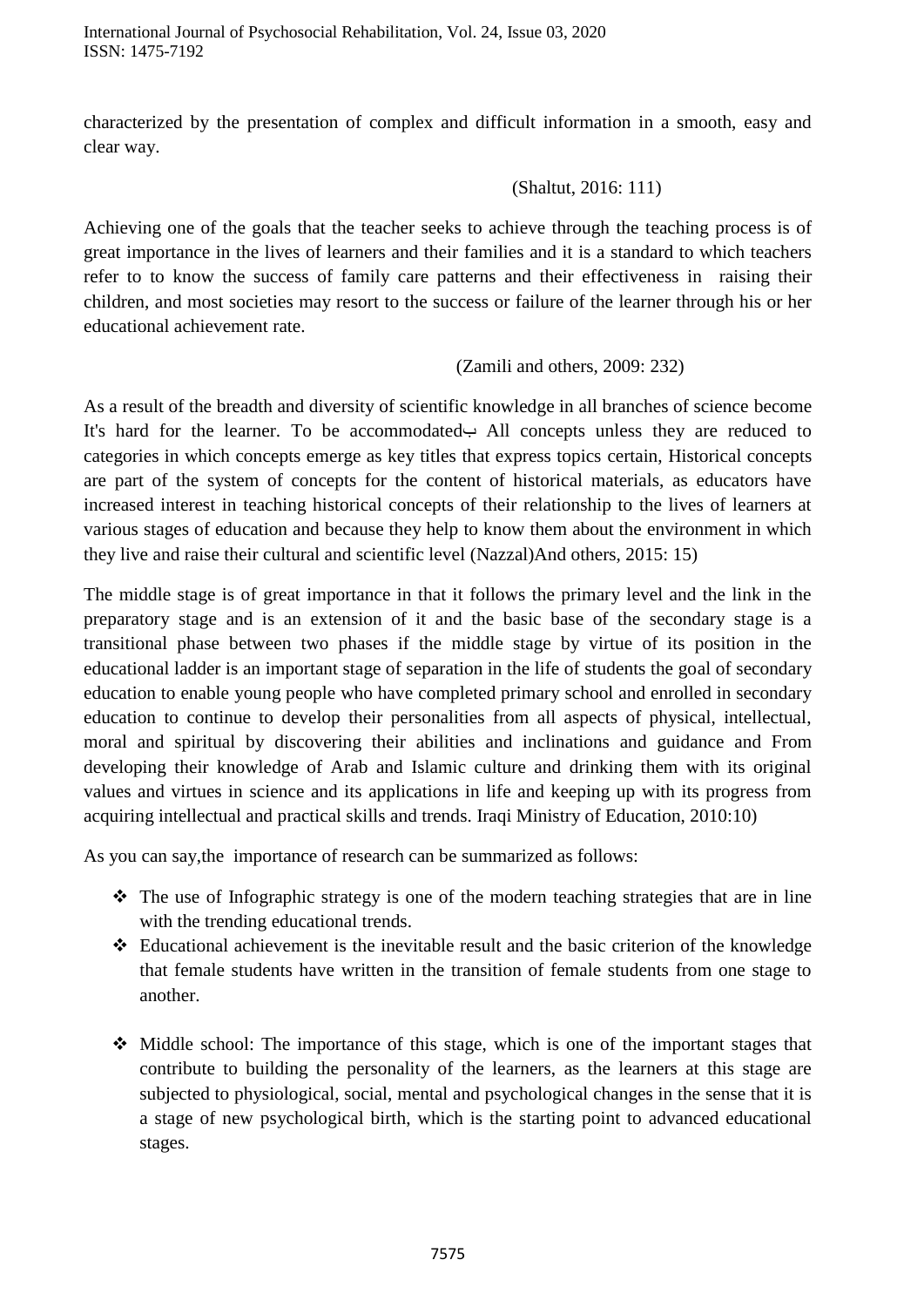characterized by the presentation of complex and difficult information in a smooth, easy and clear way.

(Shaltut, 2016: 111)

Achieving one of the goals that the teacher seeks to achieve through the teaching process is of great importance in the lives of learners and their families and it is a standard to which teachers refer to to know the success of family care patterns and their effectiveness in raising their children, and most societies may resort to the success or failure of the learner through his or her educational achievement rate.

(Zamili and others, 2009: 232)

As a result of the breadth and diversity of scientific knowledge in all branches of science become It's hard for the learner. To be accommodatedب All concepts unless they are reduced to categories in which concepts emerge as key titles that express topics certain, Historical concepts are part of the system of concepts for the content of historical materials, as educators have increased interest in teaching historical concepts of their relationship to the lives of learners at various stages of education and because they help to know them about the environment in which they live and raise their cultural and scientific level (Nazzal)And others, 2015: 15)

The middle stage is of great importance in that it follows the primary level and the link in the preparatory stage and is an extension of it and the basic base of the secondary stage is a transitional phase between two phases if the middle stage by virtue of its position in the educational ladder is an important stage of separation in the life of students the goal of secondary education to enable young people who have completed primary school and enrolled in secondary education to continue to develop their personalities from all aspects of physical, intellectual, moral and spiritual by discovering their abilities and inclinations and guidance and From developing their knowledge of Arab and Islamic culture and drinking them with its original values and virtues in science and its applications in life and keeping up with its progress from acquiring intellectual and practical skills and trends. Iraqi Ministry of Education, 2010:10)

As you can say,the importance of research can be summarized as follows:

- The use of Infographic strategy is one of the modern teaching strategies that are in line with the trending educational trends.
- Educational achievement is the inevitable result and the basic criterion of the knowledge that female students have written in the transition of female students from one stage to another.
- Middle school: The importance of this stage, which is one of the important stages that contribute to building the personality of the learners, as the learners at this stage are subjected to physiological, social, mental and psychological changes in the sense that it is a stage of new psychological birth, which is the starting point to advanced educational stages.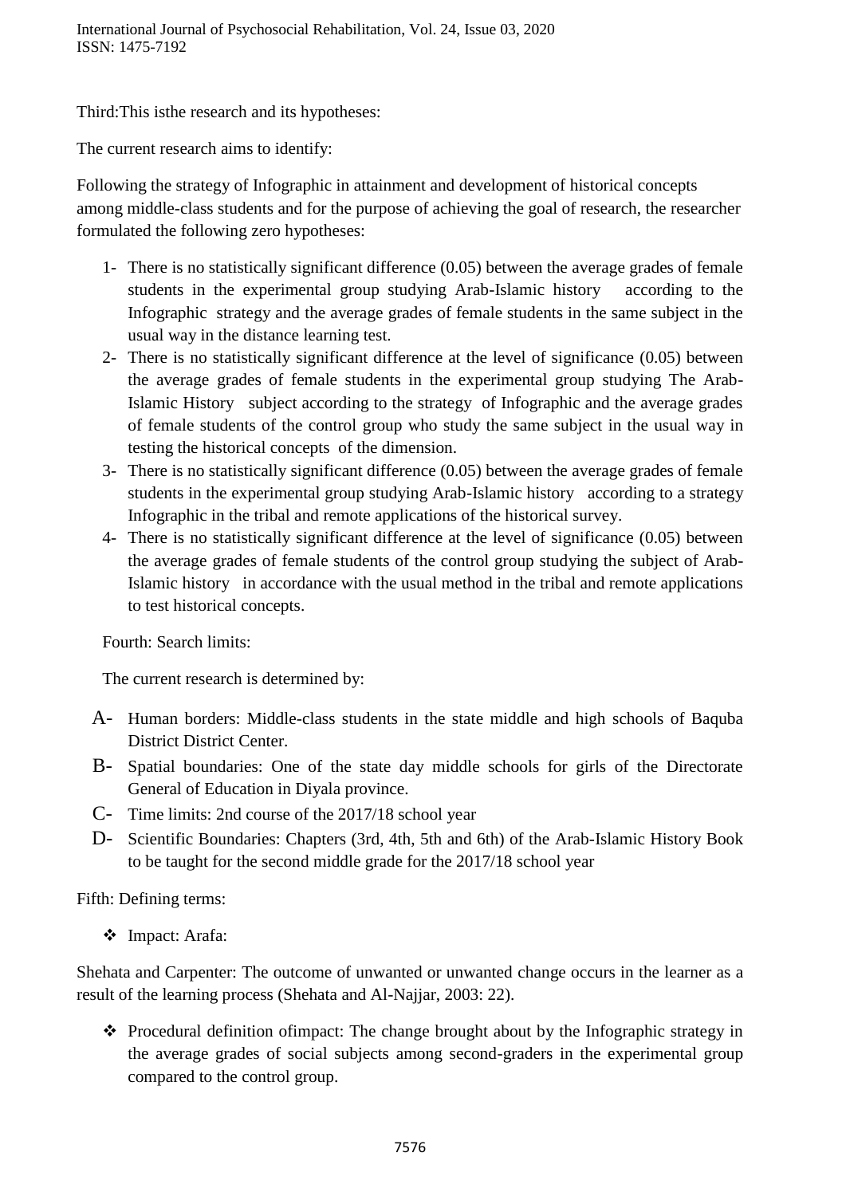Third:This isthe research and its hypotheses:

The current research aims to identify:

Following the strategy of Infographic in attainment and development of historical concepts among middle-class students and for the purpose of achieving the goal of research, the researcher formulated the following zero hypotheses:

1- There is no statistically significant difference (0.05) between the average grades of female students in the experimental group studying Arab-Islamic history according to the Infographic strategy and the average grades of female students in the same subject in the usual way in the distance learning test.
2- There is no statistically significant difference at the level of significance (0.05) between the average grades of female students in the experimental group studying The Arab-Islamic History subject according to the strategy of Infographic and the average grades of female students of the control group who study the same subject in the usual way in testing the historical concepts of the dimension.
3- There is no statistically significant difference (0.05) between the average grades of female students in the experimental group studying Arab-Islamic history according to a strategy Infographic in the tribal and remote applications of the historical survey.
4- There is no statistically significant difference at the level of significance (0.05) between the average grades of female students of the control group studying the subject of Arab-Islamic history in accordance with the usual method in the tribal and remote applications to test historical concepts.

Fourth: Search limits:

The current research is determined by:

A- Human borders: Middle-class students in the state middle and high schools of Baquba District District Center.
B- Spatial boundaries: One of the state day middle schools for girls of the Directorate General of Education in Diyala province.
C- Time limits: 2nd course of the 2017/18 school year
D- Scientific Boundaries: Chapters (3rd, 4th, 5th and 6th) of the Arab-Islamic History Book to be taught for the second middle grade for the 2017/18 school year

Fifth: Defining terms:

- Impact: Arafa:

Shehata and Carpenter: The outcome of unwanted or unwanted change occurs in the learner as a result of the learning process (Shehata and Al-Najjar, 2003: 22).

- Procedural definition ofimpact: The change brought about by the Infographic strategy in the average grades of social subjects among second-graders in the experimental group compared to the control group.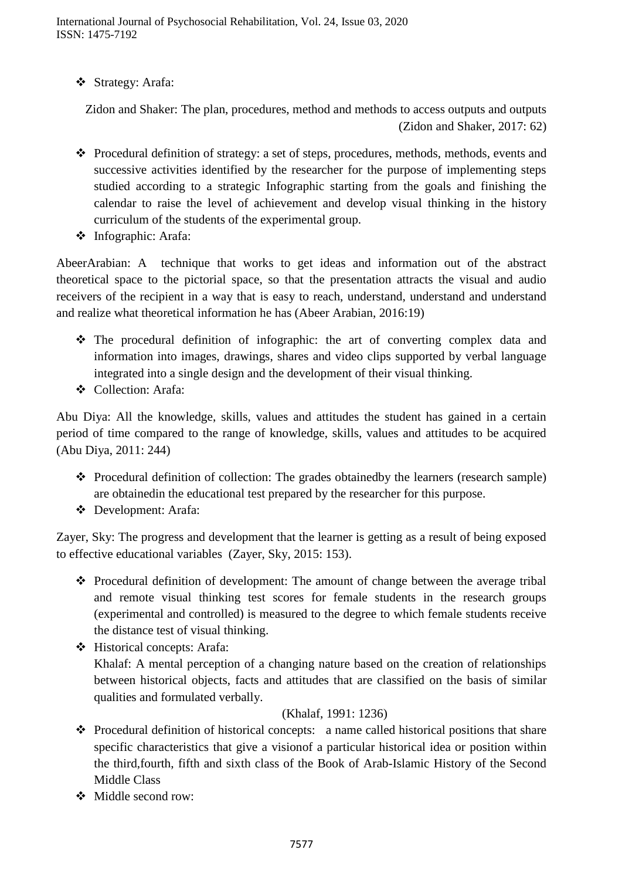- Strategy: Arafa:

  Zidon and Shaker: The plan, procedures, method and methods to access outputs and outputs (Zidon and Shaker, 2017: 62)

- Procedural definition of strategy: a set of steps, procedures, methods, methods, events and successive activities identified by the researcher for the purpose of implementing steps studied according to a strategic Infographic starting from the goals and finishing the calendar to raise the level of achievement and develop visual thinking in the history curriculum of the students of the experimental group.
- Infographic: Arafa:

AbeerArabian: A technique that works to get ideas and information out of the abstract theoretical space to the pictorial space, so that the presentation attracts the visual and audio receivers of the recipient in a way that is easy to reach, understand, understand and understand and realize what theoretical information he has (Abeer Arabian, 2016:19)

- The procedural definition of infographic: the art of converting complex data and information into images, drawings, shares and video clips supported by verbal language integrated into a single design and the development of their visual thinking.
- Collection: Arafa:

Abu Diya: All the knowledge, skills, values and attitudes the student has gained in a certain period of time compared to the range of knowledge, skills, values and attitudes to be acquired (Abu Diya, 2011: 244)

- Procedural definition of collection: The grades obtainedby the learners (research sample) are obtainedin the educational test prepared by the researcher for this purpose.
- Development: Arafa:

Zayer, Sky: The progress and development that the learner is getting as a result of being exposed to effective educational variables (Zayer, Sky, 2015: 153).

- Procedural definition of development: The amount of change between the average tribal and remote visual thinking test scores for female students in the research groups (experimental and controlled) is measured to the degree to which female students receive the distance test of visual thinking.
- Historical concepts: Arafa:

  Khalaf: A mental perception of a changing nature based on the creation of relationships between historical objects, facts and attitudes that are classified on the basis of similar qualities and formulated verbally.

  (Khalaf, 1991: 1236)
- Procedural definition of historical concepts: a name called historical positions that share specific characteristics that give a visionof a particular historical idea or position within the third,fourth, fifth and sixth class of the Book of Arab-Islamic History of the Second Middle Class
- Middle second row: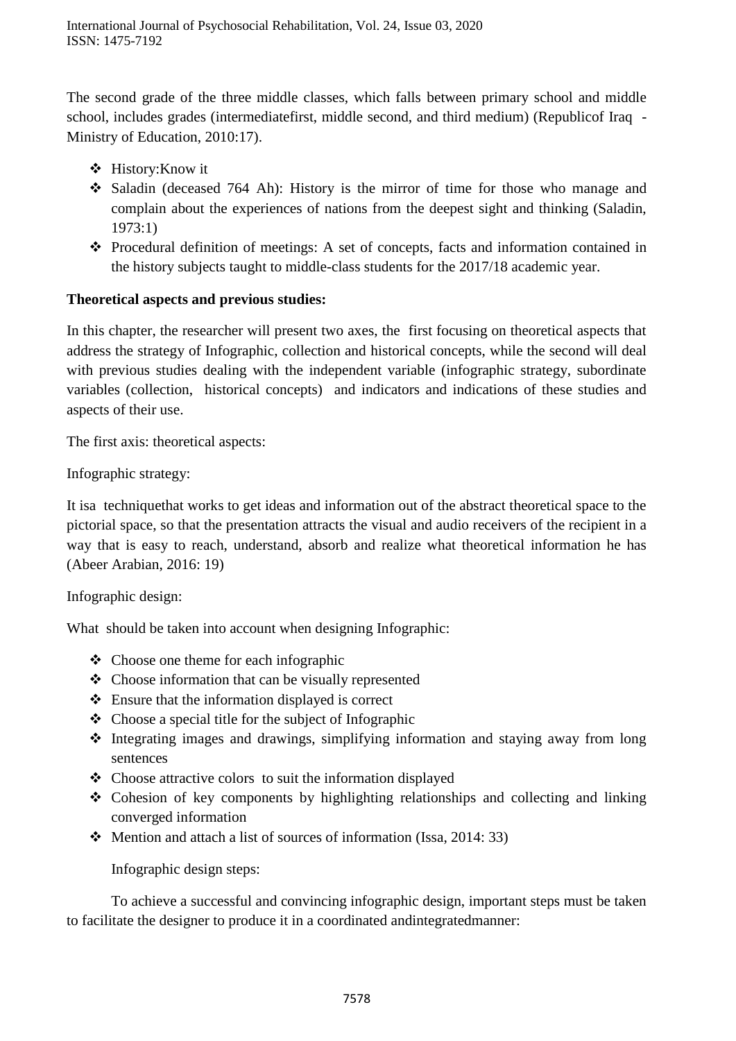The second grade of the three middle classes, which falls between primary school and middle school, includes grades (intermediatefirst, middle second, and third medium) (Republicof Iraq - Ministry of Education, 2010:17).

- History:Know it
- Saladin (deceased 764 Ah): History is the mirror of time for those who manage and complain about the experiences of nations from the deepest sight and thinking (Saladin, 1973:1)
- Procedural definition of meetings: A set of concepts, facts and information contained in the history subjects taught to middle-class students for the 2017/18 academic year.

**Theoretical aspects and previous studies:**

In this chapter, the researcher will present two axes, the first focusing on theoretical aspects that address the strategy of Infographic, collection and historical concepts, while the second will deal with previous studies dealing with the independent variable (infographic strategy, subordinate variables (collection, historical concepts) and indicators and indications of these studies and aspects of their use.

The first axis: theoretical aspects:

Infographic strategy:

It isa techniquethat works to get ideas and information out of the abstract theoretical space to the pictorial space, so that the presentation attracts the visual and audio receivers of the recipient in a way that is easy to reach, understand, absorb and realize what theoretical information he has (Abeer Arabian, 2016: 19)

Infographic design:

What should be taken into account when designing Infographic:

- Choose one theme for each infographic
- Choose information that can be visually represented
- Ensure that the information displayed is correct
- Choose a special title for the subject of Infographic
- Integrating images and drawings, simplifying information and staying away from long sentences
- Choose attractive colors to suit the information displayed
- Cohesion of key components by highlighting relationships and collecting and linking converged information
- Mention and attach a list of sources of information (Issa, 2014: 33)

Infographic design steps:

To achieve a successful and convincing infographic design, important steps must be taken to facilitate the designer to produce it in a coordinated andintegratedmanner: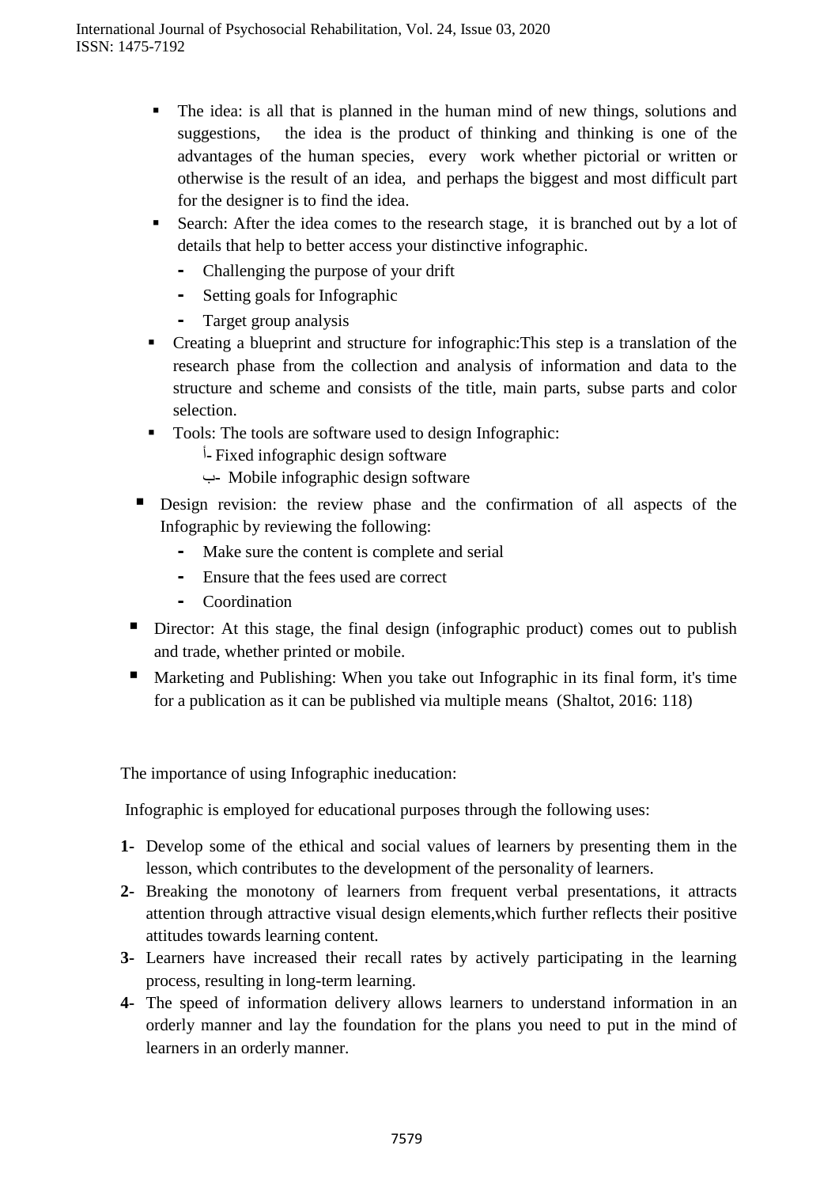- The idea: is all that is planned in the human mind of new things, solutions and suggestions, the idea is the product of thinking and thinking is one of the advantages of the human species, every work whether pictorial or written or otherwise is the result of an idea, and perhaps the biggest and most difficult part for the designer is to find the idea.
- Search: After the idea comes to the research stage, it is branched out by a lot of details that help to better access your distinctive infographic.
  - Challenging the purpose of your drift
  - Setting goals for Infographic
  - Target group analysis
- Creating a blueprint and structure for infographic:This step is a translation of the research phase from the collection and analysis of information and data to the structure and scheme and consists of the title, main parts, subse parts and color selection.
- Tools: The tools are software used to design Infographic:
  - أ- Fixed infographic design software
  - ب- Mobile infographic design software
- Design revision: the review phase and the confirmation of all aspects of the Infographic by reviewing the following:
  - Make sure the content is complete and serial
  - Ensure that the fees used are correct
  - Coordination
- Director: At this stage, the final design (infographic product) comes out to publish and trade, whether printed or mobile.
- Marketing and Publishing: When you take out Infographic in its final form, it's time for a publication as it can be published via multiple means (Shaltot, 2016: 118)

The importance of using Infographic ineducation:

Infographic is employed for educational purposes through the following uses:

1- Develop some of the ethical and social values of learners by presenting them in the lesson, which contributes to the development of the personality of learners.
2- Breaking the monotony of learners from frequent verbal presentations, it attracts attention through attractive visual design elements,which further reflects their positive attitudes towards learning content.
3- Learners have increased their recall rates by actively participating in the learning process, resulting in long-term learning.
4- The speed of information delivery allows learners to understand information in an orderly manner and lay the foundation for the plans you need to put in the mind of learners in an orderly manner.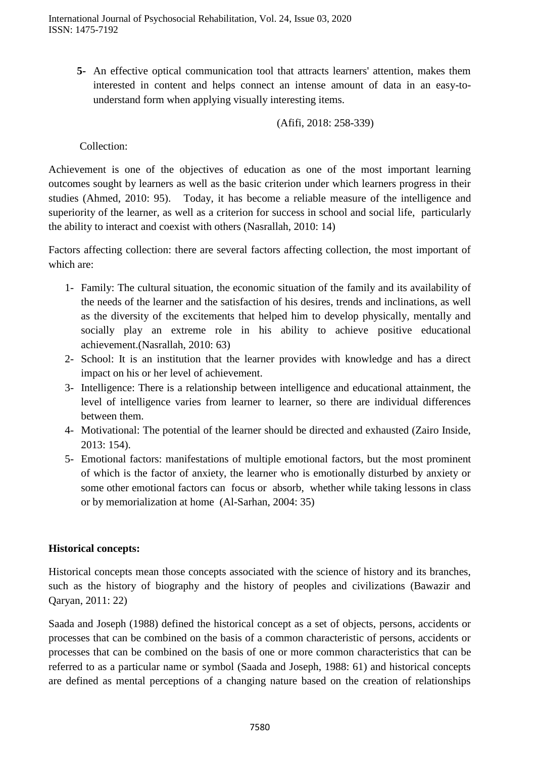5- An effective optical communication tool that attracts learners' attention, makes them interested in content and helps connect an intense amount of data in an easy-to-understand form when applying visually interesting items.

(Afifi, 2018: 258-339)

Collection:

Achievement is one of the objectives of education as one of the most important learning outcomes sought by learners as well as the basic criterion under which learners progress in their studies (Ahmed, 2010: 95). Today, it has become a reliable measure of the intelligence and superiority of the learner, as well as a criterion for success in school and social life, particularly the ability to interact and coexist with others (Nasrallah, 2010: 14)

Factors affecting collection: there are several factors affecting collection, the most important of which are:

1- Family: The cultural situation, the economic situation of the family and its availability of the needs of the learner and the satisfaction of his desires, trends and inclinations, as well as the diversity of the excitements that helped him to develop physically, mentally and socially play an extreme role in his ability to achieve positive educational achievement.(Nasrallah, 2010: 63)
2- School: It is an institution that the learner provides with knowledge and has a direct impact on his or her level of achievement.
3- Intelligence: There is a relationship between intelligence and educational attainment, the level of intelligence varies from learner to learner, so there are individual differences between them.
4- Motivational: The potential of the learner should be directed and exhausted (Zairo Inside, 2013: 154).
5- Emotional factors: manifestations of multiple emotional factors, but the most prominent of which is the factor of anxiety, the learner who is emotionally disturbed by anxiety or some other emotional factors can focus or absorb, whether while taking lessons in class or by memorialization at home (Al-Sarhan, 2004: 35)

**Historical concepts:**

Historical concepts mean those concepts associated with the science of history and its branches, such as the history of biography and the history of peoples and civilizations (Bawazir and Qaryan, 2011: 22)

Saada and Joseph (1988) defined the historical concept as a set of objects, persons, accidents or processes that can be combined on the basis of a common characteristic of persons, accidents or processes that can be combined on the basis of one or more common characteristics that can be referred to as a particular name or symbol (Saada and Joseph, 1988: 61) and historical concepts are defined as mental perceptions of a changing nature based on the creation of relationships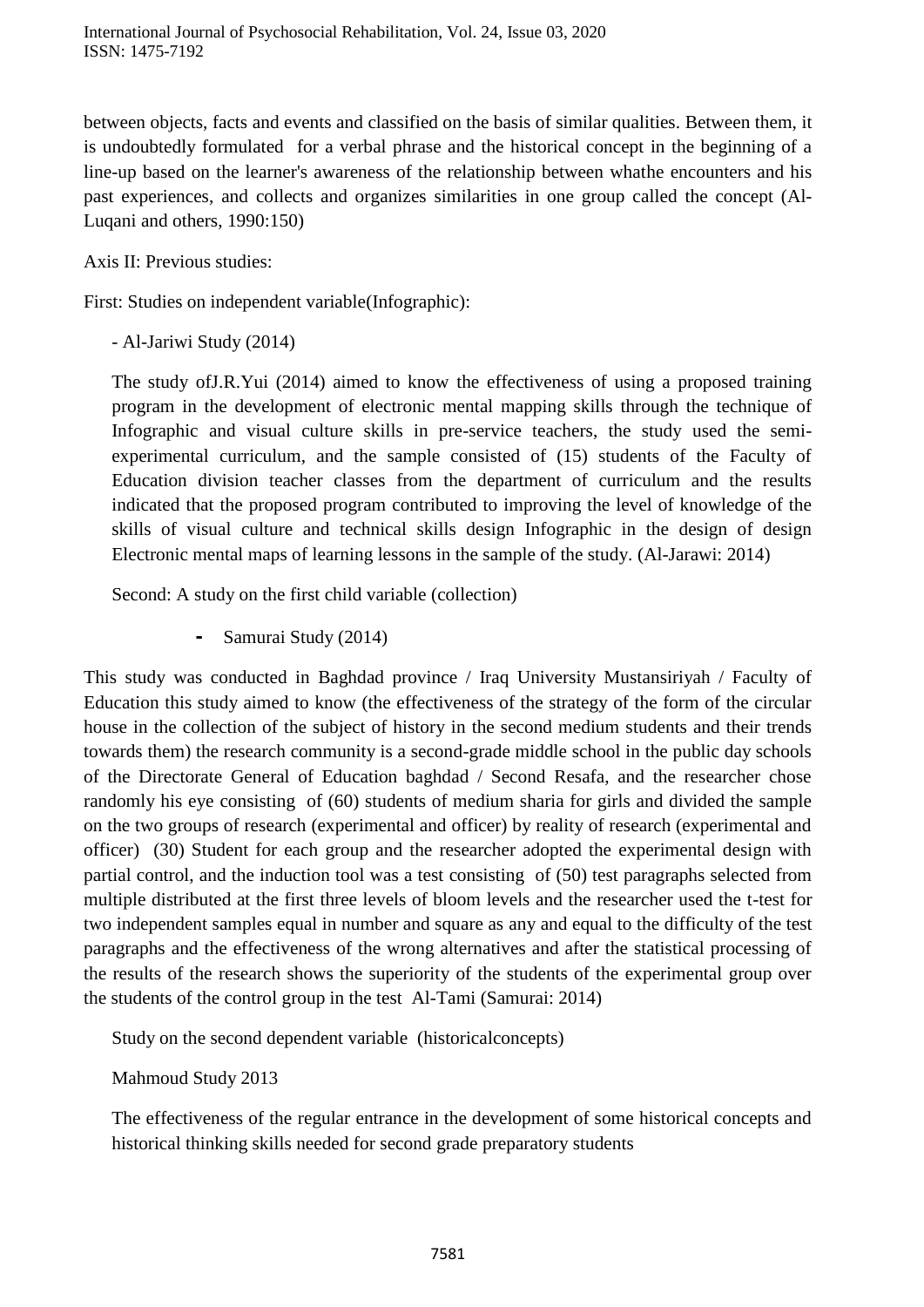between objects, facts and events and classified on the basis of similar qualities. Between them, it is undoubtedly formulated for a verbal phrase and the historical concept in the beginning of a line-up based on the learner's awareness of the relationship between whathe encounters and his past experiences, and collects and organizes similarities in one group called the concept (Al-Luqani and others, 1990:150)

Axis II: Previous studies:

First: Studies on independent variable(Infographic):

- Al-Jariwi Study (2014)

The study ofJ.R.Yui (2014) aimed to know the effectiveness of using a proposed training program in the development of electronic mental mapping skills through the technique of Infographic and visual culture skills in pre-service teachers, the study used the semi-experimental curriculum, and the sample consisted of (15) students of the Faculty of Education division teacher classes from the department of curriculum and the results indicated that the proposed program contributed to improving the level of knowledge of the skills of visual culture and technical skills design Infographic in the design of design Electronic mental maps of learning lessons in the sample of the study. (Al-Jarawi: 2014)

Second: A study on the first child variable (collection)

- Samurai Study (2014)

This study was conducted in Baghdad province / Iraq University Mustansiriyah / Faculty of Education this study aimed to know (the effectiveness of the strategy of the form of the circular house in the collection of the subject of history in the second medium students and their trends towards them) the research community is a second-grade middle school in the public day schools of the Directorate General of Education baghdad / Second Resafa, and the researcher chose randomly his eye consisting of (60) students of medium sharia for girls and divided the sample on the two groups of research (experimental and officer) by reality of research (experimental and officer) (30) Student for each group and the researcher adopted the experimental design with partial control, and the induction tool was a test consisting of (50) test paragraphs selected from multiple distributed at the first three levels of bloom levels and the researcher used the t-test for two independent samples equal in number and square as any and equal to the difficulty of the test paragraphs and the effectiveness of the wrong alternatives and after the statistical processing of the results of the research shows the superiority of the students of the experimental group over the students of the control group in the test Al-Tami (Samurai: 2014)

Study on the second dependent variable (historicalconcepts)

Mahmoud Study 2013

The effectiveness of the regular entrance in the development of some historical concepts and historical thinking skills needed for second grade preparatory students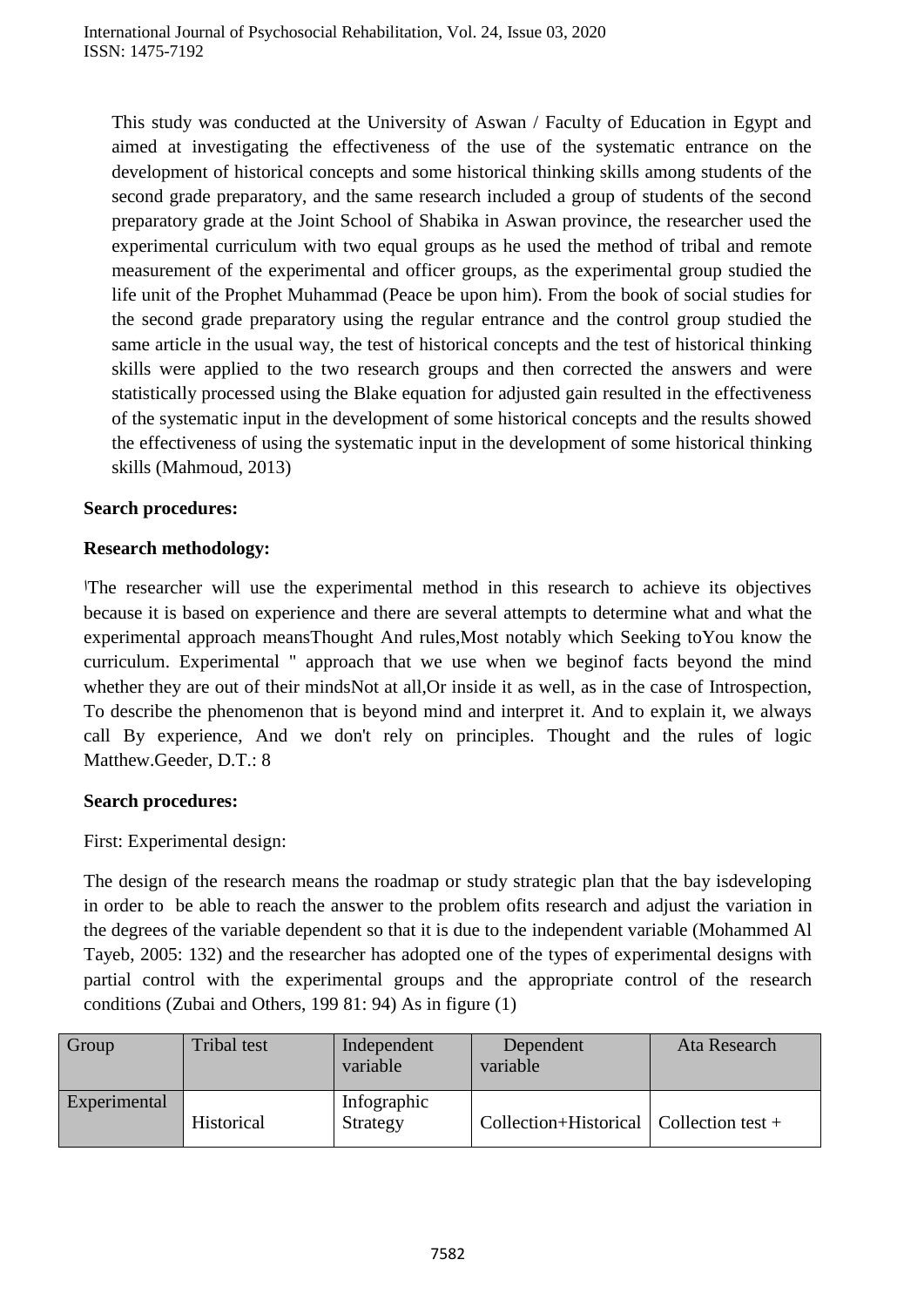This study was conducted at the University of Aswan / Faculty of Education in Egypt and aimed at investigating the effectiveness of the use of the systematic entrance on the development of historical concepts and some historical thinking skills among students of the second grade preparatory, and the same research included a group of students of the second preparatory grade at the Joint School of Shabika in Aswan province, the researcher used the experimental curriculum with two equal groups as he used the method of tribal and remote measurement of the experimental and officer groups, as the experimental group studied the life unit of the Prophet Muhammad (Peace be upon him). From the book of social studies for the second grade preparatory using the regular entrance and the control group studied the same article in the usual way, the test of historical concepts and the test of historical thinking skills were applied to the two research groups and then corrected the answers and were statistically processed using the Blake equation for adjusted gain resulted in the effectiveness of the systematic input in the development of some historical concepts and the results showed the effectiveness of using the systematic input in the development of some historical thinking skills (Mahmoud, 2013)

**Search procedures:**

**Research methodology:**

The researcher will use the experimental method in this research to achieve its objectives because it is based on experience and there are several attempts to determine what and what the experimental approach meansThought And rules,Most notably which Seeking toYou know the curriculum. Experimental " approach that we use when we beginof facts beyond the mind whether they are out of their mindsNot at all,Or inside it as well, as in the case of Introspection, To describe the phenomenon that is beyond mind and interpret it. And to explain it, we always call By experience, And we don't rely on principles. Thought and the rules of logic Matthew.Geeder, D.T.: 8

**Search procedures:**

First: Experimental design:

The design of the research means the roadmap or study strategic plan that the bay isdeveloping in order to be able to reach the answer to the problem ofits research and adjust the variation in the degrees of the variable dependent so that it is due to the independent variable (Mohammed Al Tayeb, 2005: 132) and the researcher has adopted one of the types of experimental designs with partial control with the experimental groups and the appropriate control of the research conditions (Zubai and Others, 199 81: 94) As in figure (1)

| Group | Tribal test | Independent variable | Dependent variable | Ata Research |
|---|---|---|---|---|
| Experimental | Historical | Infographic Strategy | Collection+Historical | Collection test + |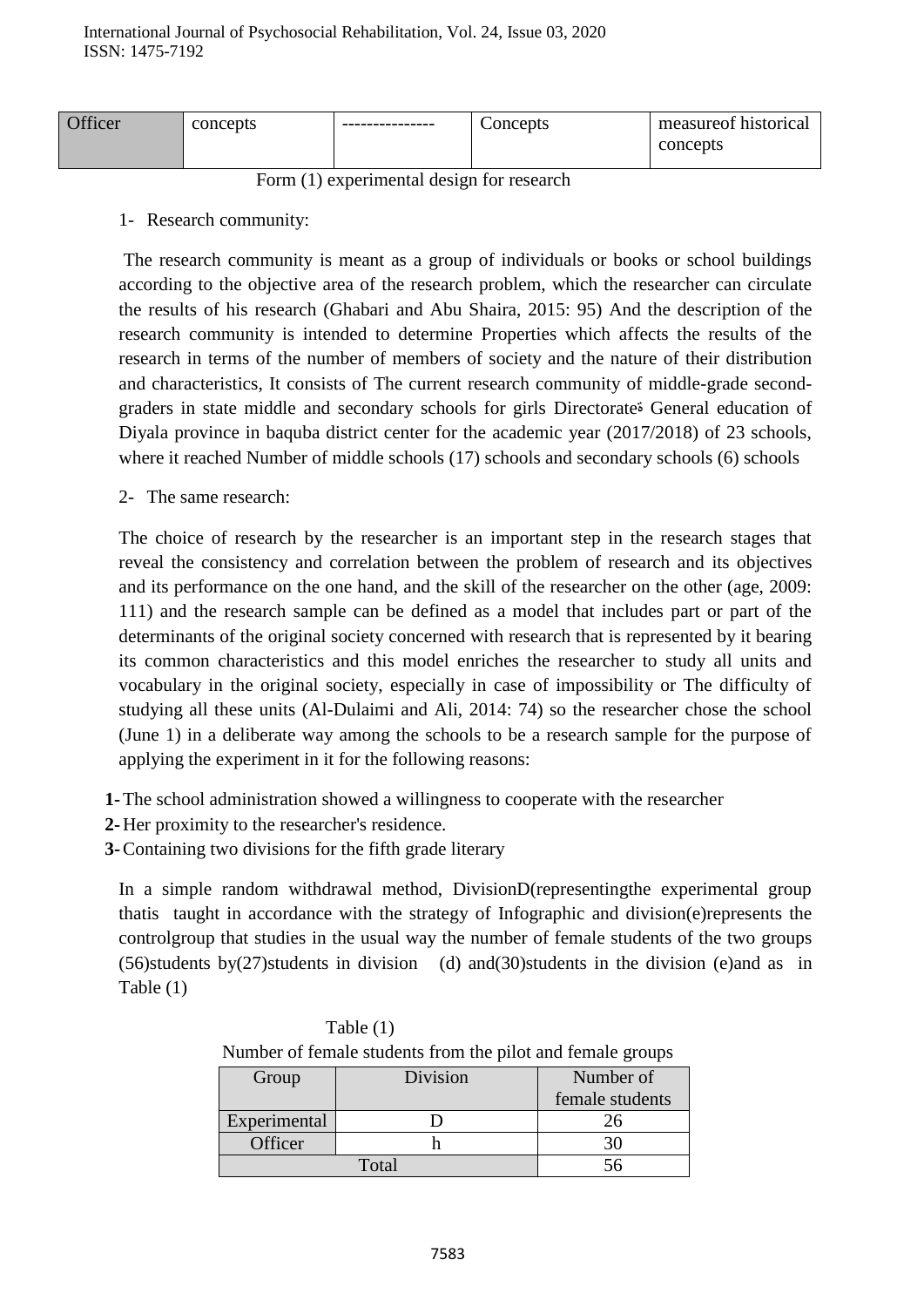| Officer | concepts | -------------- | Concepts | measureof historical concepts |
|---|---|---|---|---|

Form (1) experimental design for research

1- Research community:

The research community is meant as a group of individuals or books or school buildings according to the objective area of the research problem, which the researcher can circulate the results of his research (Ghabari and Abu Shaira, 2015: 95) And the description of the research community is intended to determine Properties which affects the results of the research in terms of the number of members of society and the nature of their distribution and characteristics, It consists of The current research community of middle-grade second-graders in state middle and secondary schools for girls Directorateة General education of Diyala province in baquba district center for the academic year (2017/2018) of 23 schools, where it reached Number of middle schools (17) schools and secondary schools (6) schools

2- The same research:

The choice of research by the researcher is an important step in the research stages that reveal the consistency and correlation between the problem of research and its objectives and its performance on the one hand, and the skill of the researcher on the other (age, 2009: 111) and the research sample can be defined as a model that includes part or part of the determinants of the original society concerned with research that is represented by it bearing its common characteristics and this model enriches the researcher to study all units and vocabulary in the original society, especially in case of impossibility or The difficulty of studying all these units (Al-Dulaimi and Ali, 2014: 74) so the researcher chose the school (June 1) in a deliberate way among the schools to be a research sample for the purpose of applying the experiment in it for the following reasons:

**1-** The school administration showed a willingness to cooperate with the researcher
**2-** Her proximity to the researcher's residence.
**3-** Containing two divisions for the fifth grade literary

In a simple random withdrawal method, DivisionD(representingthe experimental group thatis taught in accordance with the strategy of Infographic and division(e)represents the controlgroup that studies in the usual way the number of female students of the two groups (56)students by(27)students in division (d) and(30)students in the division (e)and as in Table (1)

Table (1)
Number of female students from the pilot and female groups

| Group | Division | Number of female students |
|---|---|---|
| Experimental | D | 26 |
| Officer | h | 30 |
| Total | | 56 |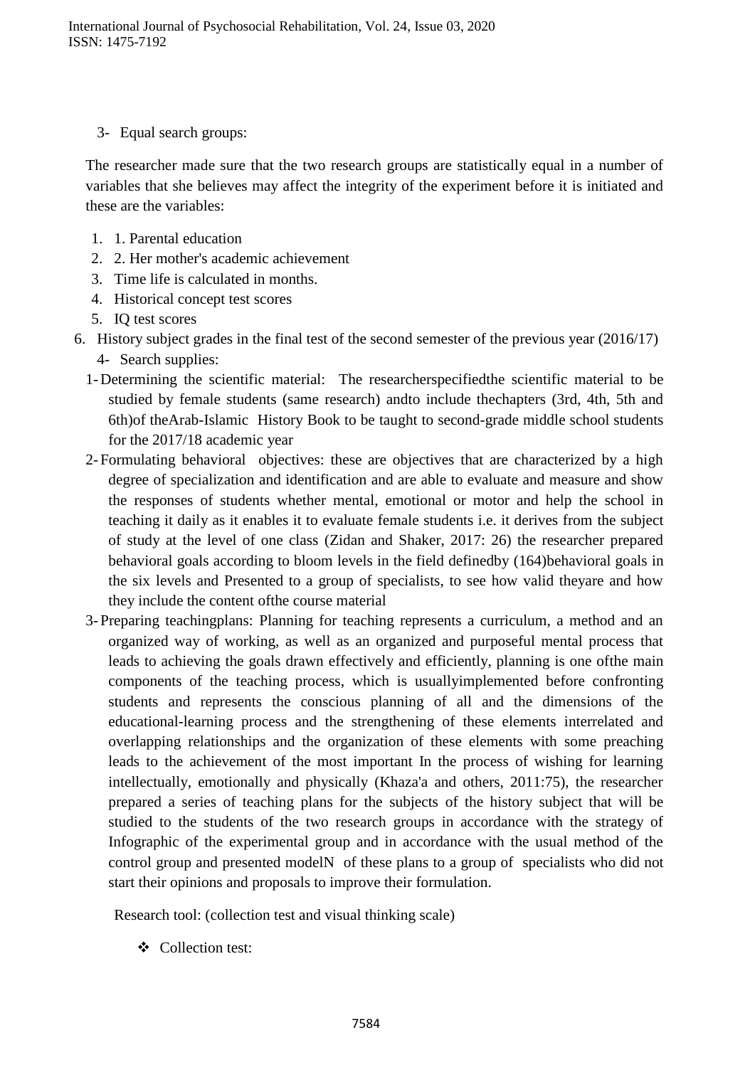3- Equal search groups:

The researcher made sure that the two research groups are statistically equal in a number of variables that she believes may affect the integrity of the experiment before it is initiated and these are the variables:

1. 1. Parental education
2. 2. Her mother's academic achievement
3. Time life is calculated in months.
4. Historical concept test scores
5. IQ test scores
6. History subject grades in the final test of the second semester of the previous year (2016/17)

4- Search supplies:

1- Determining the scientific material: The researcherspecifiedthe scientific material to be studied by female students (same research) andto include thechapters (3rd, 4th, 5th and 6th)of theArab-Islamic History Book to be taught to second-grade middle school students for the 2017/18 academic year

2- Formulating behavioral objectives: these are objectives that are characterized by a high degree of specialization and identification and are able to evaluate and measure and show the responses of students whether mental, emotional or motor and help the school in teaching it daily as it enables it to evaluate female students i.e. it derives from the subject of study at the level of one class (Zidan and Shaker, 2017: 26) the researcher prepared behavioral goals according to bloom levels in the field definedby (164)behavioral goals in the six levels and Presented to a group of specialists, to see how valid theyare and how they include the content ofthe course material

3- Preparing teachingplans: Planning for teaching represents a curriculum, a method and an organized way of working, as well as an organized and purposeful mental process that leads to achieving the goals drawn effectively and efficiently, planning is one ofthe main components of the teaching process, which is usuallyimplemented before confronting students and represents the conscious planning of all and the dimensions of the educational-learning process and the strengthening of these elements interrelated and overlapping relationships and the organization of these elements with some preaching leads to the achievement of the most important In the process of wishing for learning intellectually, emotionally and physically (Khaza'a and others, 2011:75), the researcher prepared a series of teaching plans for the subjects of the history subject that will be studied to the students of the two research groups in accordance with the strategy of Infographic of the experimental group and in accordance with the usual method of the control group and presented modelN of these plans to a group of specialists who did not start their opinions and proposals to improve their formulation.

Research tool: (collection test and visual thinking scale)

- Collection test: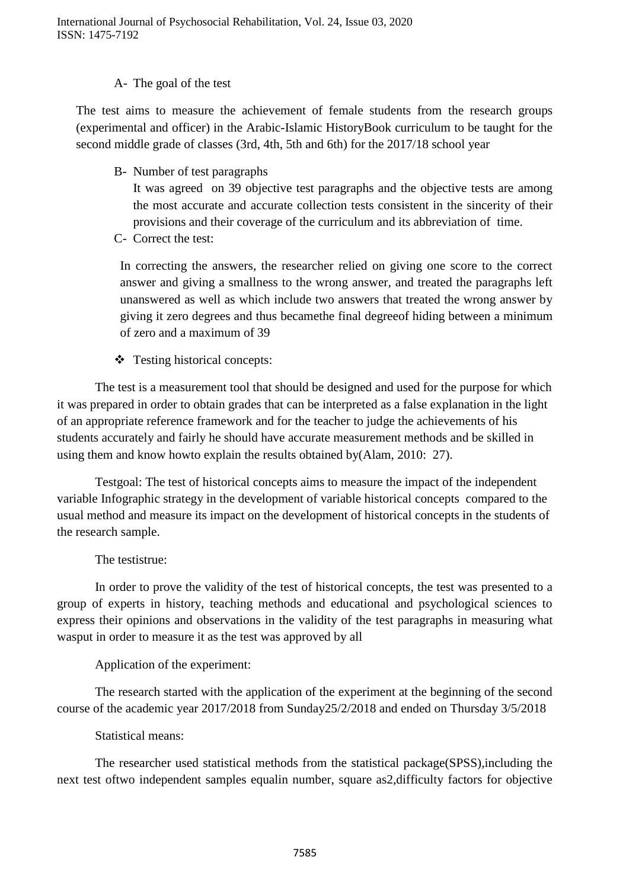A- The goal of the test

The test aims to measure the achievement of female students from the research groups (experimental and officer) in the Arabic-Islamic HistoryBook curriculum to be taught for the second middle grade of classes (3rd, 4th, 5th and 6th) for the 2017/18 school year

B- Number of test paragraphs

It was agreed on 39 objective test paragraphs and the objective tests are among the most accurate and accurate collection tests consistent in the sincerity of their provisions and their coverage of the curriculum and its abbreviation of time.

C- Correct the test:

In correcting the answers, the researcher relied on giving one score to the correct answer and giving a smallness to the wrong answer, and treated the paragraphs left unanswered as well as which include two answers that treated the wrong answer by giving it zero degrees and thus becamethe final degreeof hiding between a minimum of zero and a maximum of 39

- Testing historical concepts:

The test is a measurement tool that should be designed and used for the purpose for which it was prepared in order to obtain grades that can be interpreted as a false explanation in the light of an appropriate reference framework and for the teacher to judge the achievements of his students accurately and fairly he should have accurate measurement methods and be skilled in using them and know howto explain the results obtained by(Alam, 2010: 27).

Testgoal: The test of historical concepts aims to measure the impact of the independent variable Infographic strategy in the development of variable historical concepts compared to the usual method and measure its impact on the development of historical concepts in the students of the research sample.

The testistrue:

In order to prove the validity of the test of historical concepts, the test was presented to a group of experts in history, teaching methods and educational and psychological sciences to express their opinions and observations in the validity of the test paragraphs in measuring what wasput in order to measure it as the test was approved by all

Application of the experiment:

The research started with the application of the experiment at the beginning of the second course of the academic year 2017/2018 from Sunday25/2/2018 and ended on Thursday 3/5/2018

Statistical means:

The researcher used statistical methods from the statistical package(SPSS),including the next test oftwo independent samples equalin number, square as2,difficulty factors for objective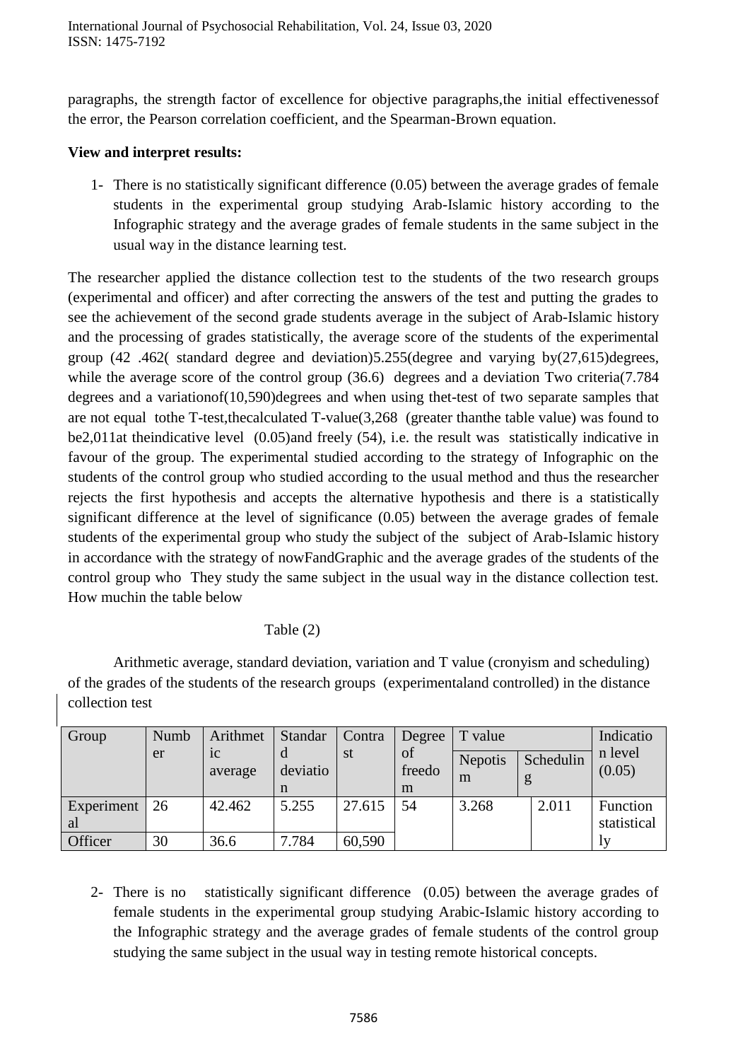paragraphs, the strength factor of excellence for objective paragraphs,the initial effectivenessof the error, the Pearson correlation coefficient, and the Spearman-Brown equation.

**View and interpret results:**

1- There is no statistically significant difference (0.05) between the average grades of female students in the experimental group studying Arab-Islamic history according to the Infographic strategy and the average grades of female students in the same subject in the usual way in the distance learning test.

The researcher applied the distance collection test to the students of the two research groups (experimental and officer) and after correcting the answers of the test and putting the grades to see the achievement of the second grade students average in the subject of Arab-Islamic history and the processing of grades statistically, the average score of the students of the experimental group (42 .462( standard degree and deviation)5.255(degree and varying by(27,615)degrees, while the average score of the control group (36.6) degrees and a deviation Two criteria(7.784 degrees and a variationof(10,590)degrees and when using thet-test of two separate samples that are not equal tothe T-test,thecalculated T-value(3,268 (greater thanthe table value) was found to be2,011at theindicative level (0.05)and freely (54), i.e. the result was statistically indicative in favour of the group. The experimental studied according to the strategy of Infographic on the students of the control group who studied according to the usual method and thus the researcher rejects the first hypothesis and accepts the alternative hypothesis and there is a statistically significant difference at the level of significance (0.05) between the average grades of female students of the experimental group who study the subject of the subject of Arab-Islamic history in accordance with the strategy of nowFandGraphic and the average grades of the students of the control group who They study the same subject in the usual way in the distance collection test. How muchin the table below

Table (2)

Arithmetic average, standard deviation, variation and T value (cronyism and scheduling) of the grades of the students of the research groups (experimentaland controlled) in the distance collection test

| Group | Number | Arithmetic average | Standard deviation | Contrast | Degree of freedom | T value | | Indication level (0.05) |
|---|---|---|---|---|---|---|---|---|
| | | | | | | Nepotism | Scheduling | |
| Experimental | 26 | 42.462 | 5.255 | 27.615 | 54 | 3.268 | 2.011 | Function statistically |
| Officer | 30 | 36.6 | 7.784 | 60,590 | | | | |

2- There is no statistically significant difference (0.05) between the average grades of female students in the experimental group studying Arabic-Islamic history according to the Infographic strategy and the average grades of female students of the control group studying the same subject in the usual way in testing remote historical concepts.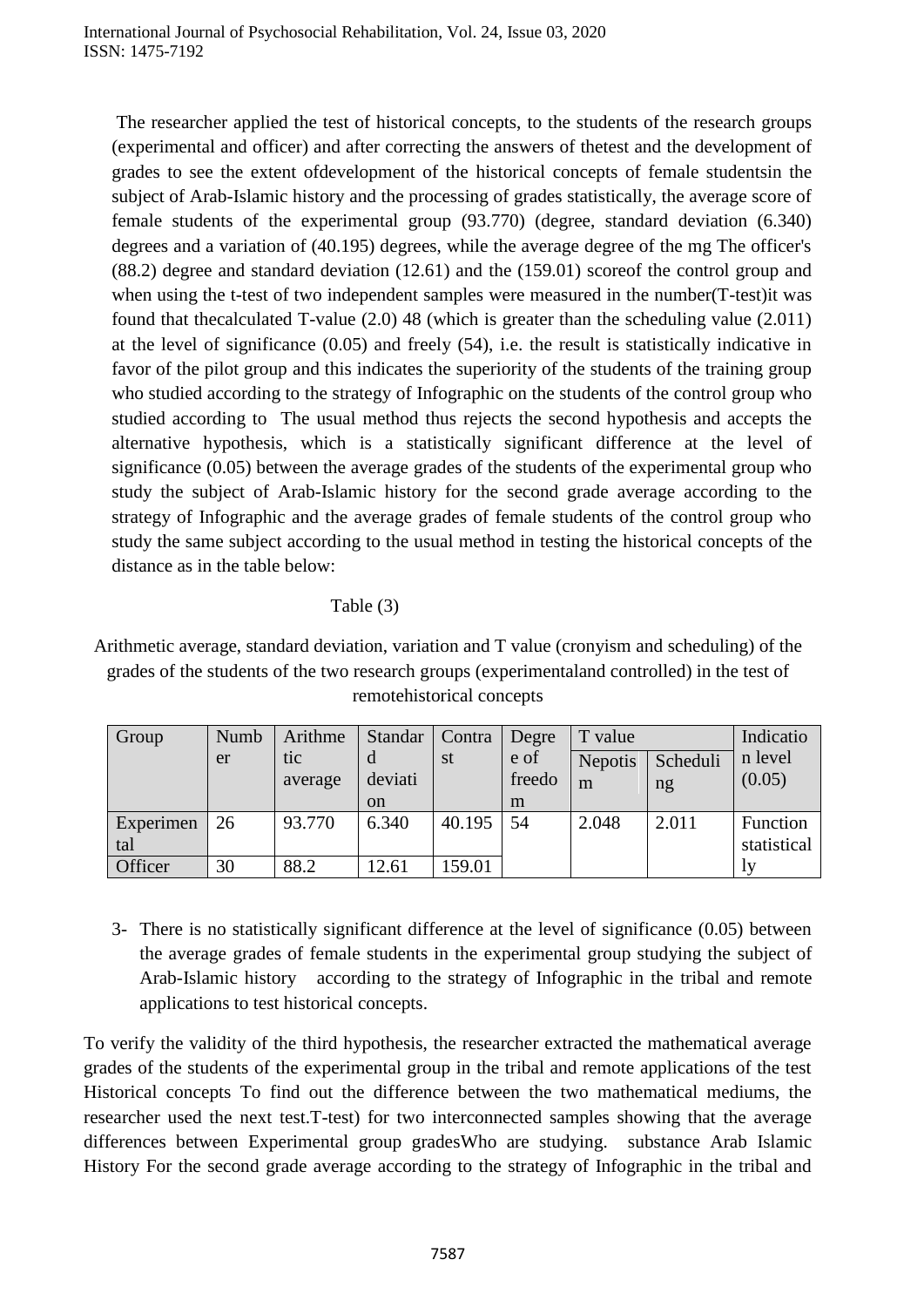The researcher applied the test of historical concepts, to the students of the research groups (experimental and officer) and after correcting the answers of thetest and the development of grades to see the extent ofdevelopment of the historical concepts of female studentsin the subject of Arab-Islamic history and the processing of grades statistically, the average score of female students of the experimental group (93.770) (degree, standard deviation (6.340) degrees and a variation of (40.195) degrees, while the average degree of the mg The officer's (88.2) degree and standard deviation (12.61) and the (159.01) scoreof the control group and when using the t-test of two independent samples were measured in the number(T-test)it was found that thecalculated T-value (2.0) 48 (which is greater than the scheduling value (2.011) at the level of significance (0.05) and freely (54), i.e. the result is statistically indicative in favor of the pilot group and this indicates the superiority of the students of the training group who studied according to the strategy of Infographic on the students of the control group who studied according to The usual method thus rejects the second hypothesis and accepts the alternative hypothesis, which is a statistically significant difference at the level of significance (0.05) between the average grades of the students of the experimental group who study the subject of Arab-Islamic history for the second grade average according to the strategy of Infographic and the average grades of female students of the control group who study the same subject according to the usual method in testing the historical concepts of the distance as in the table below:

Table (3)

Arithmetic average, standard deviation, variation and T value (cronyism and scheduling) of the grades of the students of the two research groups (experimentaland controlled) in the test of remotehistorical concepts

| Group | Number | Arithmetic average | Standard deviation | Contrast | Degree of freedom | T value | | Indication level (0.05) |
|---|---|---|---|---|---|---|---|---|
| | | | | | | Nepotism | Scheduling | |
| Experimental | 26 | 93.770 | 6.340 | 40.195 | 54 | 2.048 | 2.011 | Function statistically |
| Officer | 30 | 88.2 | 12.61 | 159.01 | | | | |

3- There is no statistically significant difference at the level of significance (0.05) between the average grades of female students in the experimental group studying the subject of Arab-Islamic history according to the strategy of Infographic in the tribal and remote applications to test historical concepts.

To verify the validity of the third hypothesis, the researcher extracted the mathematical average grades of the students of the experimental group in the tribal and remote applications of the test Historical concepts To find out the difference between the two mathematical mediums, the researcher used the next test.T-test) for two interconnected samples showing that the average differences between Experimental group gradesWho are studying. substance Arab Islamic History For the second grade average according to the strategy of Infographic in the tribal and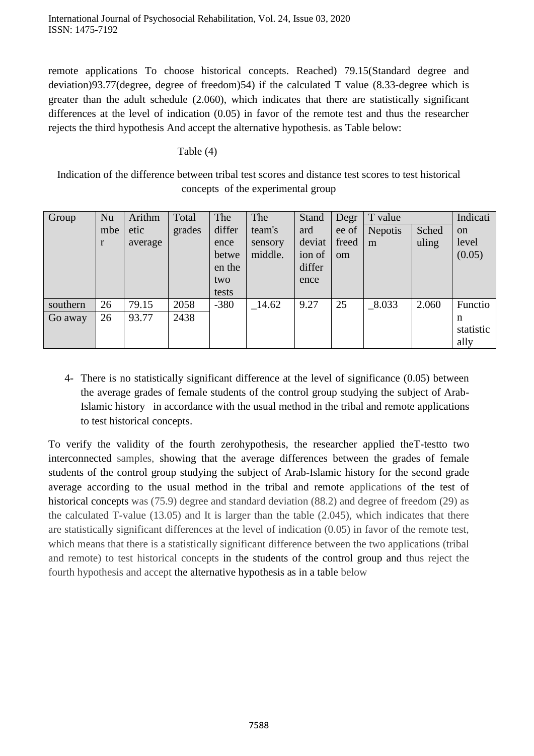remote applications To choose historical concepts. Reached) 79.15(Standard degree and deviation)93.77(degree, degree of freedom)54) if the calculated T value (8.33-degree which is greater than the adult schedule (2.060), which indicates that there are statistically significant differences at the level of indication (0.05) in favor of the remote test and thus the researcher rejects the third hypothesis And accept the alternative hypothesis. as Table below:

Table (4)

Indication of the difference between tribal test scores and distance test scores to test historical concepts of the experimental group

| Group | Number | Arithmetic average | Total grades | The difference between the two tests | The team's sensory middle. | Standard deviation of difference | Degree of freedom | T value | | Indication level (0.05) |
|---|---|---|---|---|---|---|---|---|---|---|
| | | | | | | | | Nepotism | Scheduling | |
| southern | 26 | 79.15 | 2058 | -380 | _14.62 | 9.27 | 25 | _8.033 | 2.060 | Function statistically |
| Go away | 26 | 93.77 | 2438 | | | | | | | |

4- There is no statistically significant difference at the level of significance (0.05) between the average grades of female students of the control group studying the subject of Arab-Islamic history in accordance with the usual method in the tribal and remote applications to test historical concepts.

To verify the validity of the fourth zerohypothesis, the researcher applied theT-testto two interconnected samples, showing that the average differences between the grades of female students of the control group studying the subject of Arab-Islamic history for the second grade average according to the usual method in the tribal and remote applications of the test of historical concepts was (75.9) degree and standard deviation (88.2) and degree of freedom (29) as the calculated T-value (13.05) and It is larger than the table (2.045), which indicates that there are statistically significant differences at the level of indication (0.05) in favor of the remote test, which means that there is a statistically significant difference between the two applications (tribal and remote) to test historical concepts in the students of the control group and thus reject the fourth hypothesis and accept the alternative hypothesis as in a table below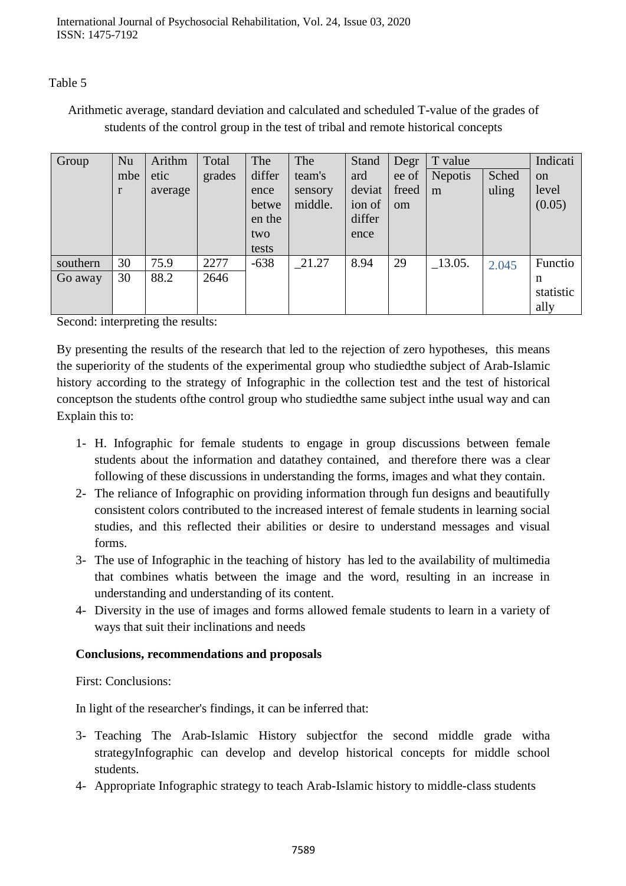Table 5

Arithmetic average, standard deviation and calculated and scheduled T-value of the grades of students of the control group in the test of tribal and remote historical concepts

| Group | Number | Arithmetic average | Total grades | The difference between the two tests | The team's sensory middle. | Standard deviation of difference | Degree of freedom | T value | | Indication level (0.05) |
|---|---|---|---|---|---|---|---|---|---|---|
| | | | | | | | | Nepotism | Scheduling | |
| southern | 30 | 75.9 | 2277 | -638 | _21.27 | 8.94 | 29 | _13.05. | 2.045 | Function statistically |
| Go away | 30 | 88.2 | 2646 | | | | | | | |

Second: interpreting the results:

By presenting the results of the research that led to the rejection of zero hypotheses, this means the superiority of the students of the experimental group who studiedthe subject of Arab-Islamic history according to the strategy of Infographic in the collection test and the test of historical conceptson the students ofthe control group who studiedthe same subject inthe usual way and can Explain this to:

1- H. Infographic for female students to engage in group discussions between female students about the information and datathey contained, and therefore there was a clear following of these discussions in understanding the forms, images and what they contain.
2- The reliance of Infographic on providing information through fun designs and beautifully consistent colors contributed to the increased interest of female students in learning social studies, and this reflected their abilities or desire to understand messages and visual forms.
3- The use of Infographic in the teaching of history has led to the availability of multimedia that combines whatis between the image and the word, resulting in an increase in understanding and understanding of its content.
4- Diversity in the use of images and forms allowed female students to learn in a variety of ways that suit their inclinations and needs

**Conclusions, recommendations and proposals**

First: Conclusions:

In light of the researcher's findings, it can be inferred that:

3- Teaching The Arab-Islamic History subjectfor the second middle grade witha strategyInfographic can develop and develop historical concepts for middle school students.
4- Appropriate Infographic strategy to teach Arab-Islamic history to middle-class students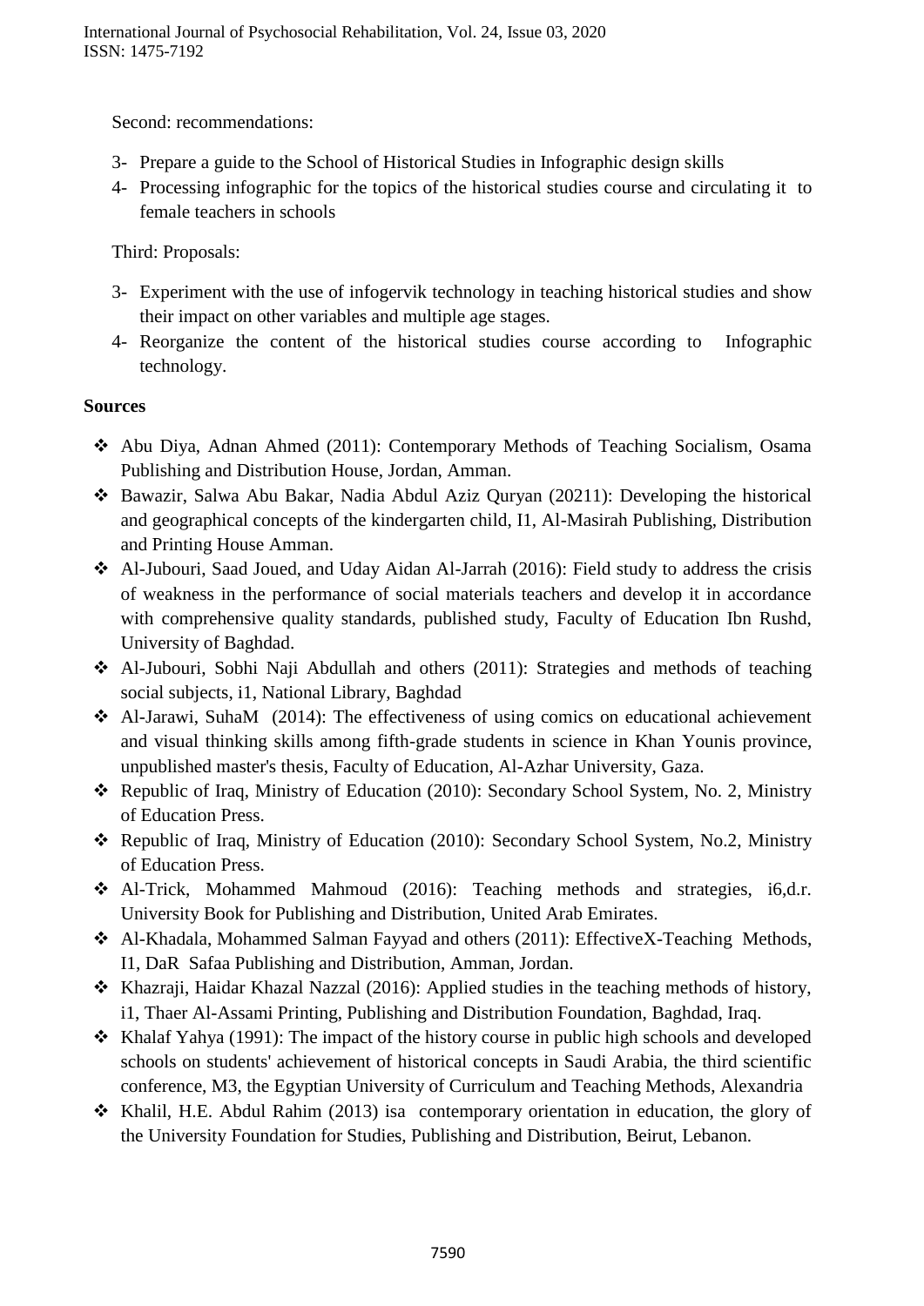Second: recommendations:

3- Prepare a guide to the School of Historical Studies in Infographic design skills
4- Processing infographic for the topics of the historical studies course and circulating it to female teachers in schools

Third: Proposals:

3- Experiment with the use of infogervik technology in teaching historical studies and show their impact on other variables and multiple age stages.
4- Reorganize the content of the historical studies course according to Infographic technology.

**Sources**

- ❖ Abu Diya, Adnan Ahmed (2011): Contemporary Methods of Teaching Socialism, Osama Publishing and Distribution House, Jordan, Amman.
- ❖ Bawazir, Salwa Abu Bakar, Nadia Abdul Aziz Quryan (20211): Developing the historical and geographical concepts of the kindergarten child, I1, Al-Masirah Publishing, Distribution and Printing House Amman.
- ❖ Al-Jubouri, Saad Joued, and Uday Aidan Al-Jarrah (2016): Field study to address the crisis of weakness in the performance of social materials teachers and develop it in accordance with comprehensive quality standards, published study, Faculty of Education Ibn Rushd, University of Baghdad.
- ❖ Al-Jubouri, Sobhi Naji Abdullah and others (2011): Strategies and methods of teaching social subjects, i1, National Library, Baghdad
- ❖ Al-Jarawi, SuhaM (2014): The effectiveness of using comics on educational achievement and visual thinking skills among fifth-grade students in science in Khan Younis province, unpublished master's thesis, Faculty of Education, Al-Azhar University, Gaza.
- ❖ Republic of Iraq, Ministry of Education (2010): Secondary School System, No. 2, Ministry of Education Press.
- ❖ Republic of Iraq, Ministry of Education (2010): Secondary School System, No.2, Ministry of Education Press.
- ❖ Al-Trick, Mohammed Mahmoud (2016): Teaching methods and strategies, i6,d.r. University Book for Publishing and Distribution, United Arab Emirates.
- ❖ Al-Khadala, Mohammed Salman Fayyad and others (2011): EffectiveX-Teaching Methods, I1, DaR Safaa Publishing and Distribution, Amman, Jordan.
- ❖ Khazraji, Haidar Khazal Nazzal (2016): Applied studies in the teaching methods of history, i1, Thaer Al-Assami Printing, Publishing and Distribution Foundation, Baghdad, Iraq.
- ❖ Khalaf Yahya (1991): The impact of the history course in public high schools and developed schools on students' achievement of historical concepts in Saudi Arabia, the third scientific conference, M3, the Egyptian University of Curriculum and Teaching Methods, Alexandria
- ❖ Khalil, H.E. Abdul Rahim (2013) isa contemporary orientation in education, the glory of the University Foundation for Studies, Publishing and Distribution, Beirut, Lebanon.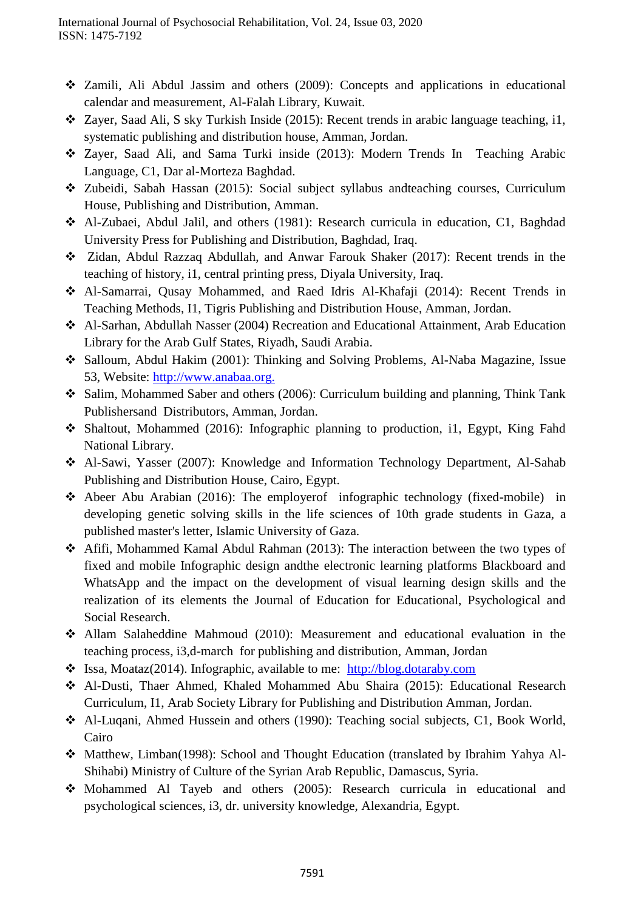- Zamili, Ali Abdul Jassim and others (2009): Concepts and applications in educational calendar and measurement, Al-Falah Library, Kuwait.
- Zayer, Saad Ali, S sky Turkish Inside (2015): Recent trends in arabic language teaching, i1, systematic publishing and distribution house, Amman, Jordan.
- Zayer, Saad Ali, and Sama Turki inside (2013): Modern Trends In Teaching Arabic Language, C1, Dar al-Morteza Baghdad.
- Zubeidi, Sabah Hassan (2015): Social subject syllabus andteaching courses, Curriculum House, Publishing and Distribution, Amman.
- Al-Zubaei, Abdul Jalil, and others (1981): Research curricula in education, C1, Baghdad University Press for Publishing and Distribution, Baghdad, Iraq.
- Zidan, Abdul Razzaq Abdullah, and Anwar Farouk Shaker (2017): Recent trends in the teaching of history, i1, central printing press, Diyala University, Iraq.
- Al-Samarrai, Qusay Mohammed, and Raed Idris Al-Khafaji (2014): Recent Trends in Teaching Methods, I1, Tigris Publishing and Distribution House, Amman, Jordan.
- Al-Sarhan, Abdullah Nasser (2004) Recreation and Educational Attainment, Arab Education Library for the Arab Gulf States, Riyadh, Saudi Arabia.
- Salloum, Abdul Hakim (2001): Thinking and Solving Problems, Al-Naba Magazine, Issue 53, Website: http://www.anabaa.org.
- Salim, Mohammed Saber and others (2006): Curriculum building and planning, Think Tank Publishersand Distributors, Amman, Jordan.
- Shaltout, Mohammed (2016): Infographic planning to production, i1, Egypt, King Fahd National Library.
- Al-Sawi, Yasser (2007): Knowledge and Information Technology Department, Al-Sahab Publishing and Distribution House, Cairo, Egypt.
- Abeer Abu Arabian (2016): The employerof infographic technology (fixed-mobile) in developing genetic solving skills in the life sciences of 10th grade students in Gaza, a published master's letter, Islamic University of Gaza.
- Afifi, Mohammed Kamal Abdul Rahman (2013): The interaction between the two types of fixed and mobile Infographic design andthe electronic learning platforms Blackboard and WhatsApp and the impact on the development of visual learning design skills and the realization of its elements the Journal of Education for Educational, Psychological and Social Research.
- Allam Salaheddine Mahmoud (2010): Measurement and educational evaluation in the teaching process, i3,d-march for publishing and distribution, Amman, Jordan
- Issa, Moataz(2014). Infographic, available to me: http://blog.dotaraby.com
- Al-Dusti, Thaer Ahmed, Khaled Mohammed Abu Shaira (2015): Educational Research Curriculum, I1, Arab Society Library for Publishing and Distribution Amman, Jordan.
- Al-Luqani, Ahmed Hussein and others (1990): Teaching social subjects, C1, Book World, Cairo
- Matthew, Limban(1998): School and Thought Education (translated by Ibrahim Yahya Al-Shihabi) Ministry of Culture of the Syrian Arab Republic, Damascus, Syria.
- Mohammed Al Tayeb and others (2005): Research curricula in educational and psychological sciences, i3, dr. university knowledge, Alexandria, Egypt.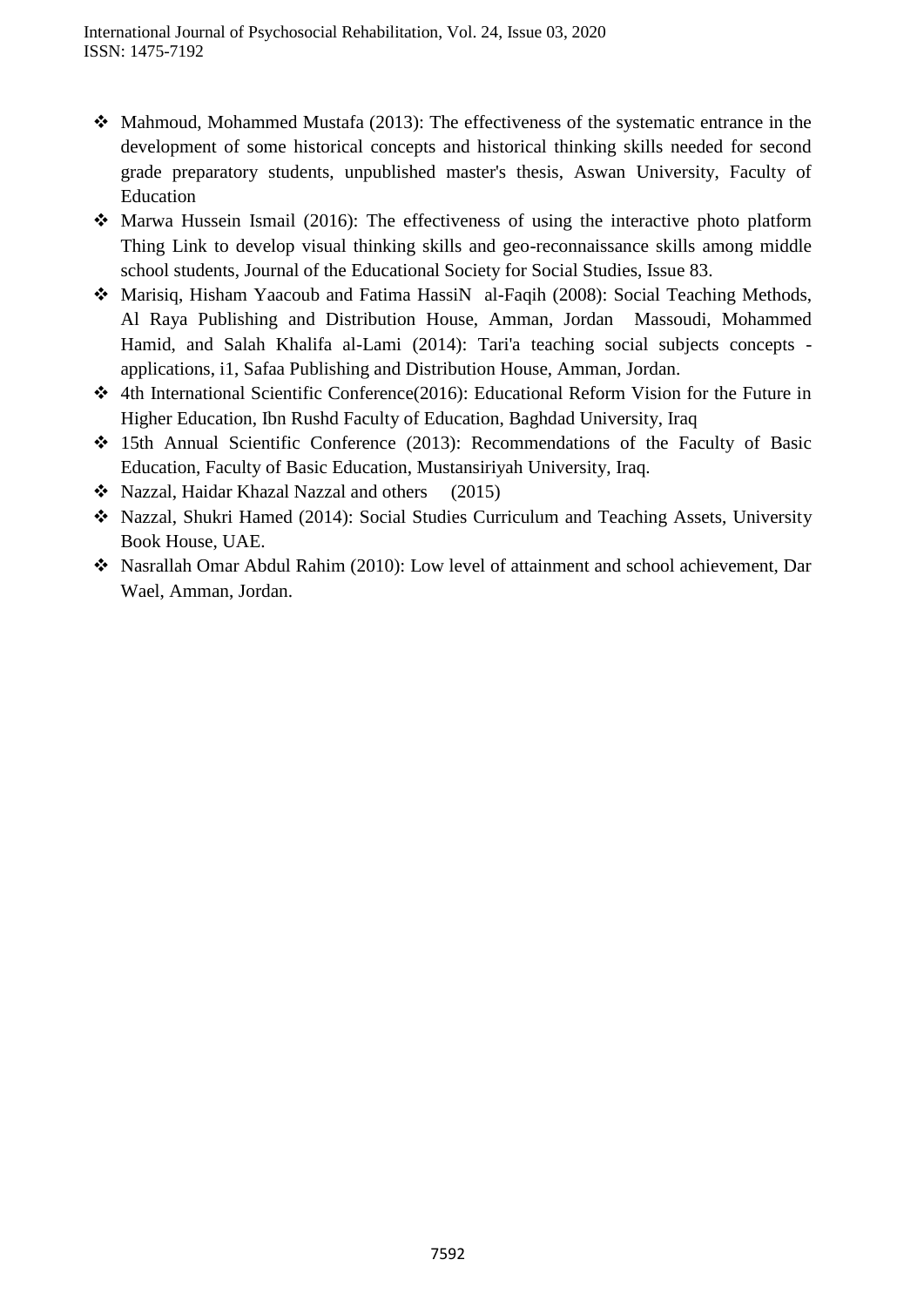- Mahmoud, Mohammed Mustafa (2013): The effectiveness of the systematic entrance in the development of some historical concepts and historical thinking skills needed for second grade preparatory students, unpublished master's thesis, Aswan University, Faculty of Education
- Marwa Hussein Ismail (2016): The effectiveness of using the interactive photo platform Thing Link to develop visual thinking skills and geo-reconnaissance skills among middle school students, Journal of the Educational Society for Social Studies, Issue 83.
- Marisiq, Hisham Yaacoub and Fatima HassiN al-Faqih (2008): Social Teaching Methods, Al Raya Publishing and Distribution House, Amman, Jordan Massoudi, Mohammed Hamid, and Salah Khalifa al-Lami (2014): Tari'a teaching social subjects concepts - applications, i1, Safaa Publishing and Distribution House, Amman, Jordan.
- 4th International Scientific Conference(2016): Educational Reform Vision for the Future in Higher Education, Ibn Rushd Faculty of Education, Baghdad University, Iraq
- 15th Annual Scientific Conference (2013): Recommendations of the Faculty of Basic Education, Faculty of Basic Education, Mustansiriyah University, Iraq.
- Nazzal, Haidar Khazal Nazzal and others (2015)
- Nazzal, Shukri Hamed (2014): Social Studies Curriculum and Teaching Assets, University Book House, UAE.
- Nasrallah Omar Abdul Rahim (2010): Low level of attainment and school achievement, Dar Wael, Amman, Jordan.